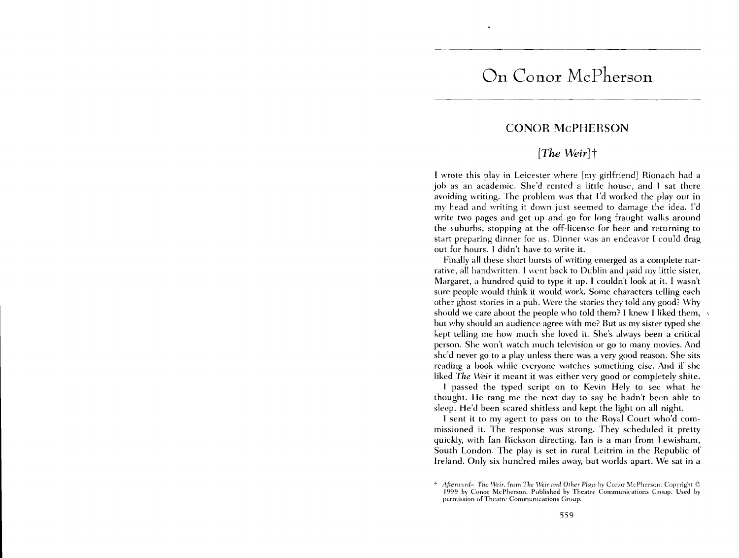# On Conor McPherson

## CONOR McPHERSON

### [*The Weir*]†

I wrote this play in Leicester where [my girlfriend] Rionach had a job as an academic. She'd rented a little house, and I sat there avoiding writing. The problem was that I'd worked the play out in my head and writing it down just seemed to damage the idea. I'd write two pages and get up and go for long fraught walks around the suburbs, stopping at the off-license for beer and returning to start preparing dinner for us. Dinner was an endeavor I could drag out for hours. I didn't have to write it.

Finally all these short bursts of writing emerged as a complete narrative, all handwritten. I went back to Dublin and paid my little sister, Margaret, a hundred quid to type it up. I couldn't look at it. I wasn't sure people would think it would work. Some characters telling each other ghost stories in a pub. Were the stories they told any good? Why should we care about the people who told them? I knew I liked them, but why should an audience agree with me? But as my sister typed she kept telling me how much she loved it. She's always been a critical person. She won't watch much television or go to many movies. And she'd never go to a play unless there was a very good reason. She sits reading a book while everyone watches something else. And if she liked *The Weir* it meant it was either very good or completely shite.

I passed the typed script on to Kevin Hely to see what he thought. He rang me the next day to say he hadn't been able to sleep. He'd been scared shitless and kept the light on all night.

I sent it to my agent to pass on to the Royal Court who'd commissioned it. The response was strong. They scheduled it pretty quickly, with Ian Rickson directing. Ian is a man from Lewisham, South London. The play is set in rural Leitrim in the Republic of Ireland. Only six hundred miles away, but worlds apart. We sat in a

† *Afterword– The Weir*, from *The Weir and Other Plays* by Conor McPherson. Copyright © 1999 by Conor McPherson. Published by Theatre Communications Group. Used by permission of Theatre Communications Group.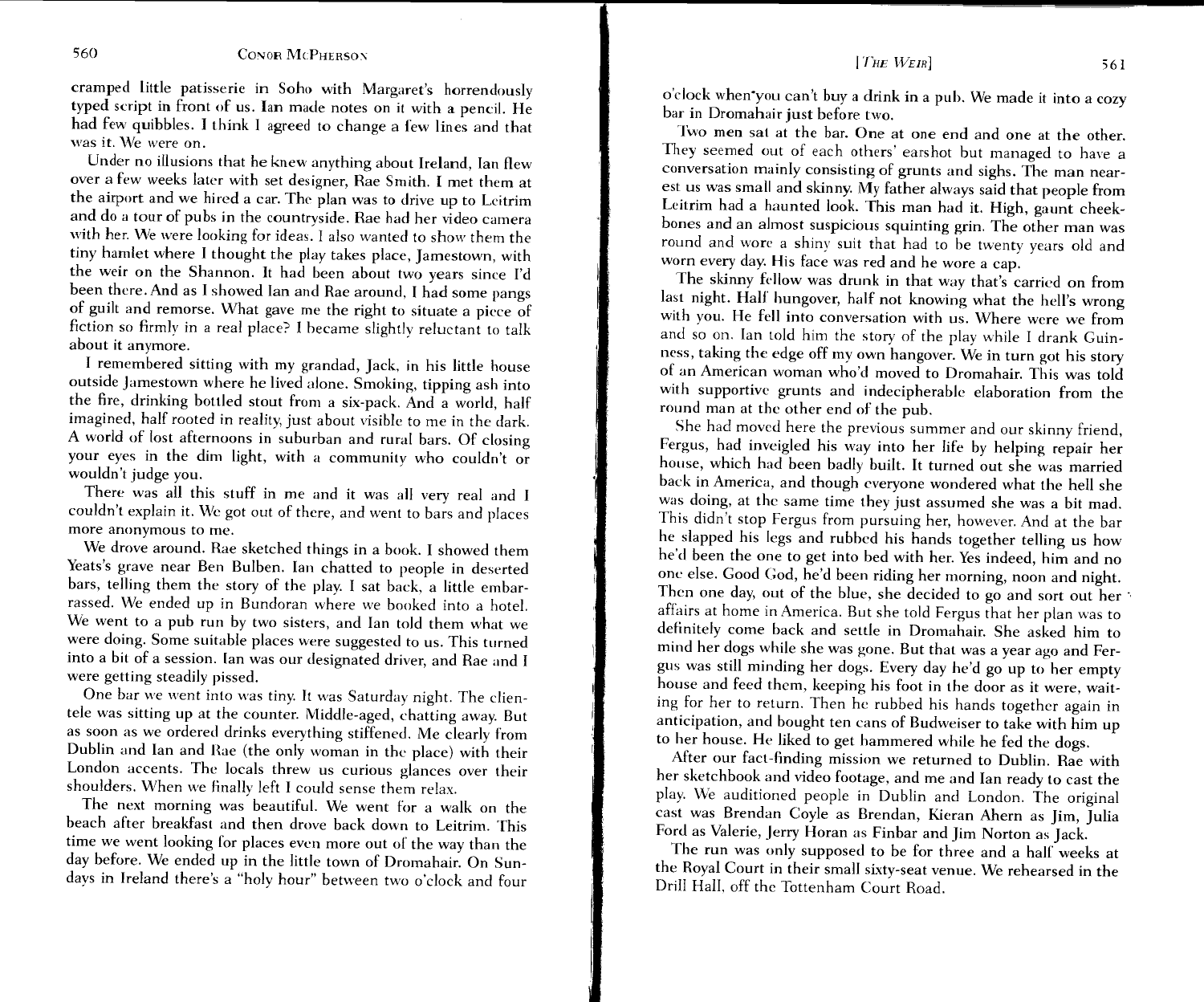cramped little patisserie in Soho with Margaret's horrendously typed script in front of us. Ian made notes on it with a pencil. He had few quibbles. I think I agreed to change a few lines and that was it. We were on.

Under no illusions that he knew anything about Ireland, Ian flew over a few weeks later with set designer, Rae Smith. I met them at the airport and we hired a car. The plan was to drive up to Leitrim and do a tour of pubs in the countryside. Rae had her video camera with her. We were looking for ideas. I also wanted to show them the tiny hamlet where I thought the play takes place, Jamestown, with the weir on the Shannon. It had been about two years since I'd been there. And as I showed Ian and Rae around, I had some pangs of guilt and remorse. What gave me the right to situate a piece of fiction so firmly in a real place? I became slightly reluctant to talk about it anymore.

I remembered sitting with my grandad, Jack, in his little house outside Jamestown where he lived alone. Smoking, tipping ash into the fire, drinking bottled stout from a six-pack. And a world, half imagined, half rooted in reality, just about visible to me in the dark. A world of lost afternoons in suburban and rural bars. Of closing your eyes in the dim light, with a community who couldn't or wouldn't judge you.

There was all this stuff in me and it was all very real and I couldn't explain it. We got out of there, and went to bars and places more anonymous to me.

We drove around. Rae sketched things in a book. I showed them Yeats's grave near Ben Bulben. Ian chatted to people in deserted bars, telling them the story of the play. I sat back, a little embarrassed. We ended up in Bundoran where we booked into a hotel. We went to a pub run by two sisters, and Ian told them what we were doing. Some suitable places were suggested to us. This turned into a bit of a session. Ian was our designated driver, and Rae and I were getting steadily pissed.

One bar we went into was tiny. It was Saturday night. The clientele was sitting up at the counter. Middle-aged, chatting away. But as soon as we ordered drinks everything stiffened. Me clearly from Dublin and Ian and Rae (the only woman in the place) with their London accents. The locals threw us curious glances over their shoulders. When we finally left I could sense them relax.

The next morning was beautiful. We went for a walk on the beach after breakfast and then drove back down to Leitrim. This time we went looking for places even more out of the way than the day before. We ended up in the little town of Dromahair. On Sundays in Ireland there's a "holy hour" between two o'clock and four o'clock when you can't buy a drink in a pub. We made it into a cozy bar in Dromahair just before two.

Two men sat at the bar. One at one end and one at the other. They seemed out of each others' earshot but managed to have a conversation mainly consisting of grunts and sighs. The man nearest us was small and skinny. My father always said that people from Leitrim had a haunted look. This man had it. High, gaunt cheekbones and an almost suspicious squinting grin. The other man was round and wore a shiny suit that had to be twenty years old and worn every day. His face was red and he wore a cap.

The skinny fellow was drunk in that way that's carried on from last night. Half hungover, half not knowing what the hell's wrong with you. He fell into conversation with us. Where were we from and so on. Ian told him the story of the play while I drank Guinness, taking the edge off my own hangover. We in turn got his story of an American woman who'd moved to Dromahair. This was told with supportive grunts and indecipherable elaboration from the round man at the other end of the pub.

She had moved here the previous summer and our skinny friend, Fergus, had inveigled his way into her life by helping repair her house, which had been badly built. It turned out she was married back in America, and though everyone wondered what the hell she was doing, at the same time they just assumed she was a bit mad. This didn't stop Fergus from pursuing her, however. And at the bar he slapped his legs and rubbed his hands together telling us how he'd been the one to get into bed with her. Yes indeed, him and no one else. Good God, he'd been riding her morning, noon and night. Then one day, out of the blue, she decided to go and sort out her affairs at home in America. But she told Fergus that her plan was to definitely come back and settle in Dromahair. She asked him to mind her dogs while she was gone. But that was a year ago and Fergus was still minding her dogs. Every day he'd go up to her empty house and feed them, keeping his foot in the door as it were, waiting for her to return. Then he rubbed his hands together again in anticipation, and bought ten cans of Budweiser to take with him up to her house. He liked to get hammered while he fed the dogs.

After our fact-finding mission we returned to Dublin. Rae with her sketchbook and video footage, and me and Ian ready to cast the play. We auditioned people in Dublin and London. The original cast was Brendan Coyle as Brendan, Kieran Ahern as Jim, Julia Ford as Valerie, Jerry Horan as Finbar and Jim Norton as Jack.

The run was only supposed to be for three and a half weeks at the Royal Court in their small sixty-seat venue. We rehearsed in the Drill Hall, off the Tottenham Court Road.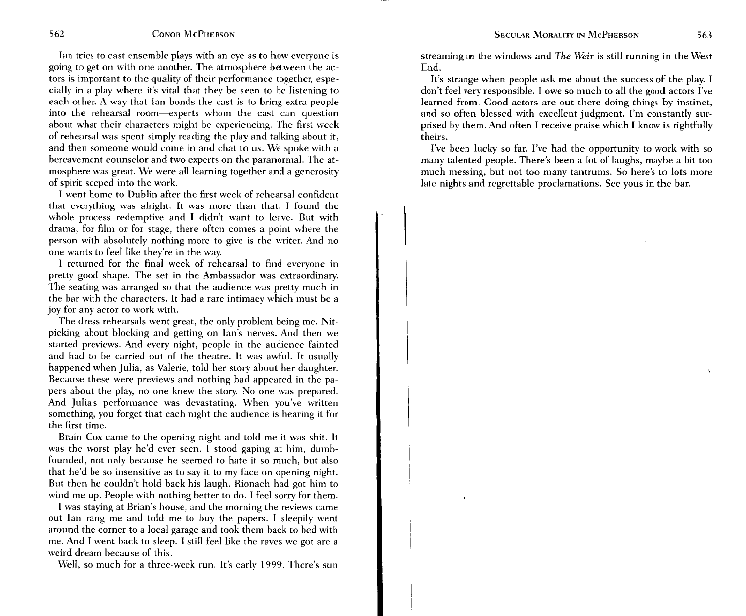Ian tries to cast ensemble plays with an eye as to how everyone is going to get on with one another. The atmosphere between the actors is important to the quality of their performance together, especially in a play where it's vital that they be seen to be listening to each other. A way that Ian bonds the cast is to bring extra people into the rehearsal room—experts whom the cast can question about what their characters might be experiencing. The first week of rehearsal was spent simply reading the play and talking about it, and then someone would come in and chat to us. We spoke with a bereavement counselor and two experts on the paranormal. The atmosphere was great. We were all learning together and a generosity of spirit seeped into the work.

I went home to Dublin after the first week of rehearsal confident that everything was alright. It was more than that. I found the whole process redemptive and I didn't want to leave. But with drama, for film or for stage, there often comes a point where the person with absolutely nothing more to give is the writer. And no one wants to feel like they're in the way.

I returned for the final week of rehearsal to find everyone in pretty good shape. The set in the Ambassador was extraordinary. The seating was arranged so that the audience was pretty much in the bar with the characters. It had a rare intimacy which must be a joy for any actor to work with.

The dress rehearsals went great, the only problem being me. Nitpicking about blocking and getting on Ian's nerves. And then we started previews. And every night, people in the audience fainted and had to be carried out of the theatre. It was awful. It usually happened when Julia, as Valerie, told her story about her daughter. Because these were previews and nothing had appeared in the papers about the play, no one knew the story. No one was prepared. And Julia's performance was devastating. When you've written something, you forget that each night the audience is hearing it for the first time.

Brain Cox came to the opening night and told me it was shit. It was the worst play he'd ever seen. I stood gaping at him, dumbfounded, not only because he seemed to hate it so much, but also that he'd be so insensitive as to say it to my face on opening night. But then he couldn't hold back his laugh. Rionach had got him to wind me up. People with nothing better to do. I feel sorry for them.

I was staying at Brian's house, and the morning the reviews came out Ian rang me and told me to buy the papers. I sleepily went around the corner to a local garage and took them back to bed with me. And I went back to sleep. I still feel like the raves we got are a weird dream because of this.

Well, so much for a three-week run. It's early 1999. There's sun streaming in the windows and *The Weir* is still running in the West End.

It's strange when people ask me about the success of the play. I don't feel very responsible. I owe so much to all the good actors I've learned from. Good actors are out there doing things by instinct, and so often blessed with excellent judgment. I'm constantly surprised by them. And often I receive praise which I know is rightfully theirs.

I've been lucky so far. I've had the opportunity to work with so many talented people. There's been a lot of laughs, maybe a bit too much messing, but not too many tantrums. So here's to lots more late nights and regrettable proclamations. See yous in the bar.